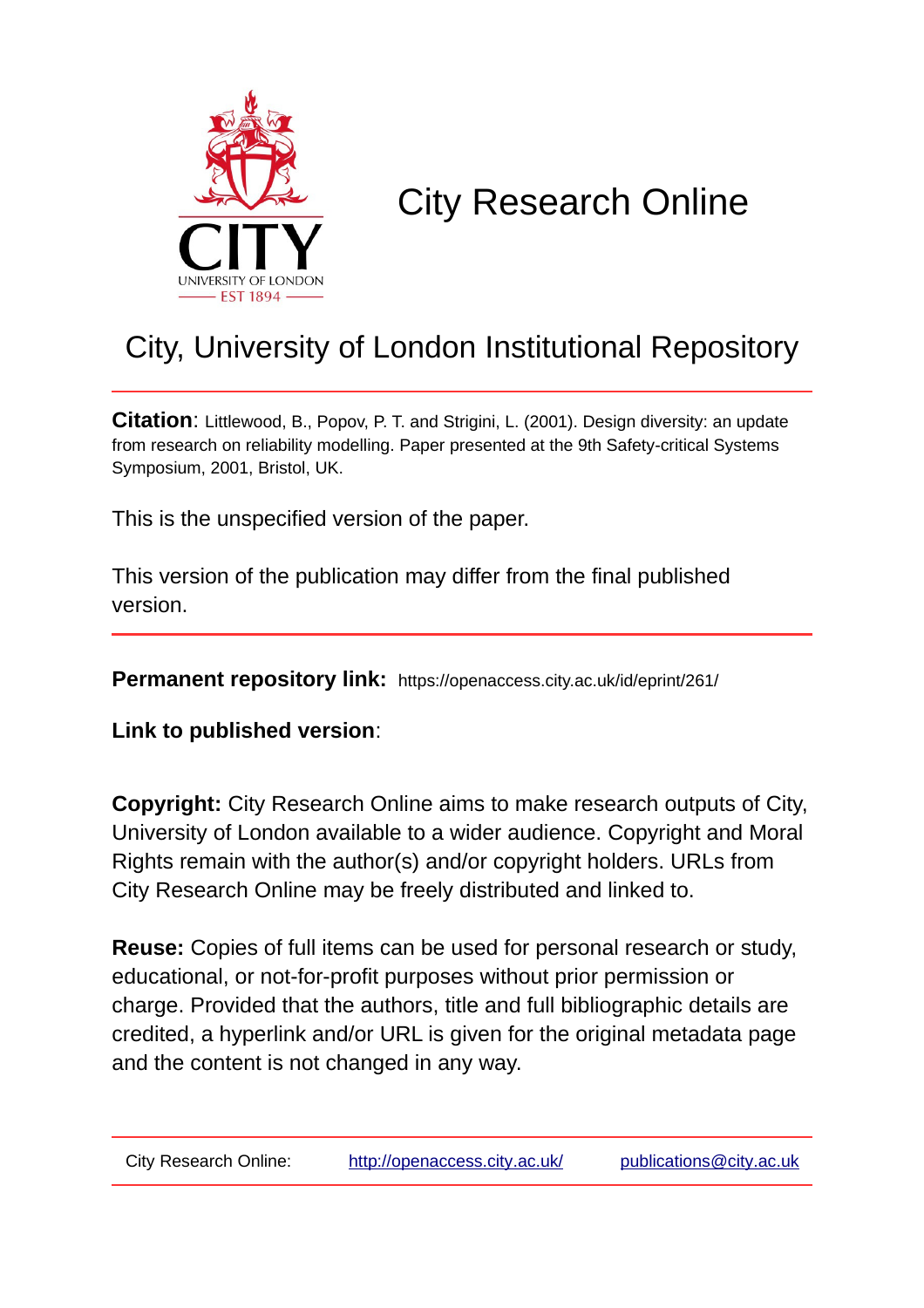CITY UNIVERSITY OF LONDON
EST 1894

# City Research Online

## City, University of London Institutional Repository

**Citation**: Littlewood, B., Popov, P. T. and Strigini, L. (2001). Design diversity: an update from research on reliability modelling. Paper presented at the 9th Safety-critical Systems Symposium, 2001, Bristol, UK.

This is the unspecified version of the paper.

This version of the publication may differ from the final published version.

---

**Permanent repository link:** https://openaccess.city.ac.uk/id/eprint/261/

**Link to published version**:

**Copyright:** City Research Online aims to make research outputs of City, University of London available to a wider audience. Copyright and Moral Rights remain with the author(s) and/or copyright holders. URLs from City Research Online may be freely distributed and linked to.

**Reuse:** Copies of full items can be used for personal research or study, educational, or not-for-profit purposes without prior permission or charge. Provided that the authors, title and full bibliographic details are credited, a hyperlink and/or URL is given for the original metadata page and the content is not changed in any way.

---

City Research Online: http://openaccess.city.ac.uk/ publications@city.ac.uk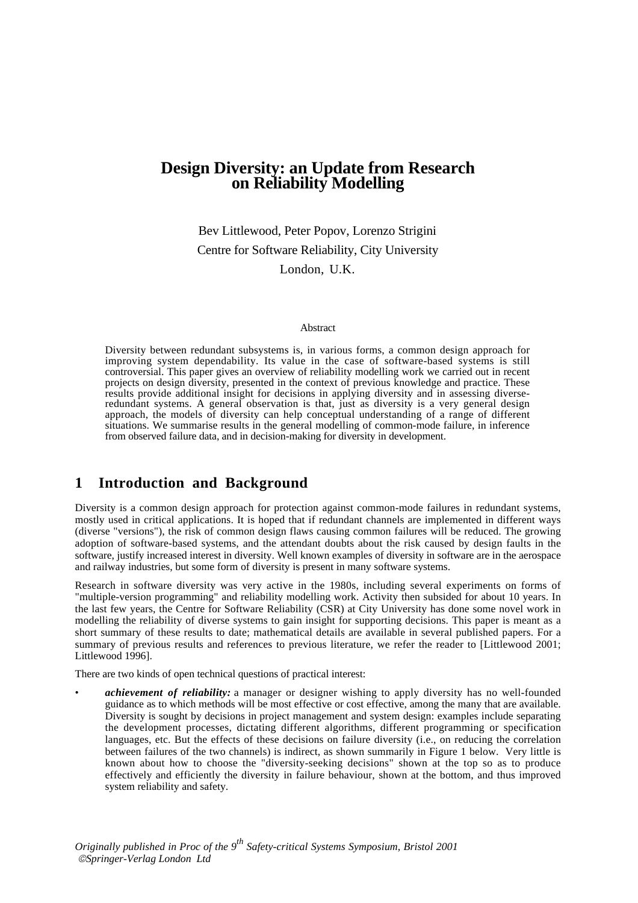# Design Diversity: an Update from Research on Reliability Modelling

Bev Littlewood, Peter Popov, Lorenzo Strigini

Centre for Software Reliability, City University

London, U.K.

Abstract

Diversity between redundant subsystems is, in various forms, a common design approach for improving system dependability. Its value in the case of software-based systems is still controversial. This paper gives an overview of reliability modelling work we carried out in recent projects on design diversity, presented in the context of previous knowledge and practice. These results provide additional insight for decisions in applying diversity and in assessing diverse-redundant systems. A general observation is that, just as diversity is a very general design approach, the models of diversity can help conceptual understanding of a range of different situations. We summarise results in the general modelling of common-mode failure, in inference from observed failure data, and in decision-making for diversity in development.

## 1 Introduction and Background

Diversity is a common design approach for protection against common-mode failures in redundant systems, mostly used in critical applications. It is hoped that if redundant channels are implemented in different ways (diverse "versions"), the risk of common design flaws causing common failures will be reduced. The growing adoption of software-based systems, and the attendant doubts about the risk caused by design faults in the software, justify increased interest in diversity. Well known examples of diversity in software are in the aerospace and railway industries, but some form of diversity is present in many software systems.

Research in software diversity was very active in the 1980s, including several experiments on forms of "multiple-version programming" and reliability modelling work. Activity then subsided for about 10 years. In the last few years, the Centre for Software Reliability (CSR) at City University has done some novel work in modelling the reliability of diverse systems to gain insight for supporting decisions. This paper is meant as a short summary of these results to date; mathematical details are available in several published papers. For a summary of previous results and references to previous literature, we refer the reader to [Littlewood 2001; Littlewood 1996].

There are two kinds of open technical questions of practical interest:

- ***achievement of reliability:*** a manager or designer wishing to apply diversity has no well-founded guidance as to which methods will be most effective or cost effective, among the many that are available. Diversity is sought by decisions in project management and system design: examples include separating the development processes, dictating different algorithms, different programming or specification languages, etc. But the effects of these decisions on failure diversity (i.e., on reducing the correlation between failures of the two channels) is indirect, as shown summarily in Figure 1 below. Very little is known about how to choose the "diversity-seeking decisions" shown at the top so as to produce effectively and efficiently the diversity in failure behaviour, shown at the bottom, and thus improved system reliability and safety.

*Originally published in Proc of the 9th Safety-critical Systems Symposium, Bristol 2001*
*©Springer-Verlag London Ltd*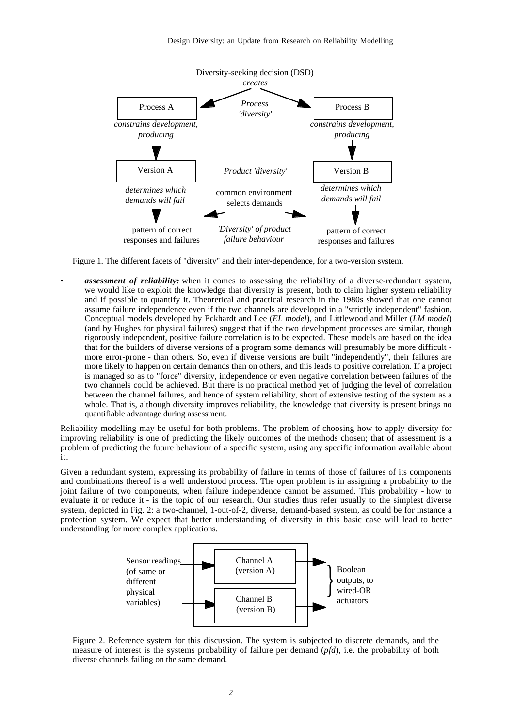Figure 1. The different facets of "diversity" and their inter-dependence, for a two-version system.

- ***assessment of reliability:*** when it comes to assessing the reliability of a diverse-redundant system, we would like to exploit the knowledge that diversity is present, both to claim higher system reliability and if possible to quantify it. Theoretical and practical research in the 1980s showed that one cannot assume failure independence even if the two channels are developed in a "strictly independent" fashion. Conceptual models developed by Eckhardt and Lee (*EL model*), and Littlewood and Miller (*LM model*) (and by Hughes for physical failures) suggest that if the two development processes are similar, though rigorously independent, positive failure correlation is to be expected. These models are based on the idea that for the builders of diverse versions of a program some demands will presumably be more difficult - more error-prone - than others. So, even if diverse versions are built "independently", their failures are more likely to happen on certain demands than on others, and this leads to positive correlation. If a project is managed so as to "force" diversity, independence or even negative correlation between failures of the two channels could be achieved. But there is no practical method yet of judging the level of correlation between the channel failures, and hence of system reliability, short of extensive testing of the system as a whole. That is, although diversity improves reliability, the knowledge that diversity is present brings no quantifiable advantage during assessment.

Reliability modelling may be useful for both problems. The problem of choosing how to apply diversity for improving reliability is one of predicting the likely outcomes of the methods chosen; that of assessment is a problem of predicting the future behaviour of a specific system, using any specific information available about it.

Given a redundant system, expressing its probability of failure in terms of those of failures of its components and combinations thereof is a well understood process. The open problem is in assigning a probability to the joint failure of two components, when failure independence cannot be assumed. This probability - how to evaluate it or reduce it - is the topic of our research. Our studies thus refer usually to the simplest diverse system, depicted in Fig. 2: a two-channel, 1-out-of-2, diverse, demand-based system, as could be for instance a protection system. We expect that better understanding of diversity in this basic case will lead to better understanding for more complex applications.

Figure 2. Reference system for this discussion. The system is subjected to discrete demands, and the measure of interest is the systems probability of failure per demand (*pfd*), i.e. the probability of both diverse channels failing on the same demand.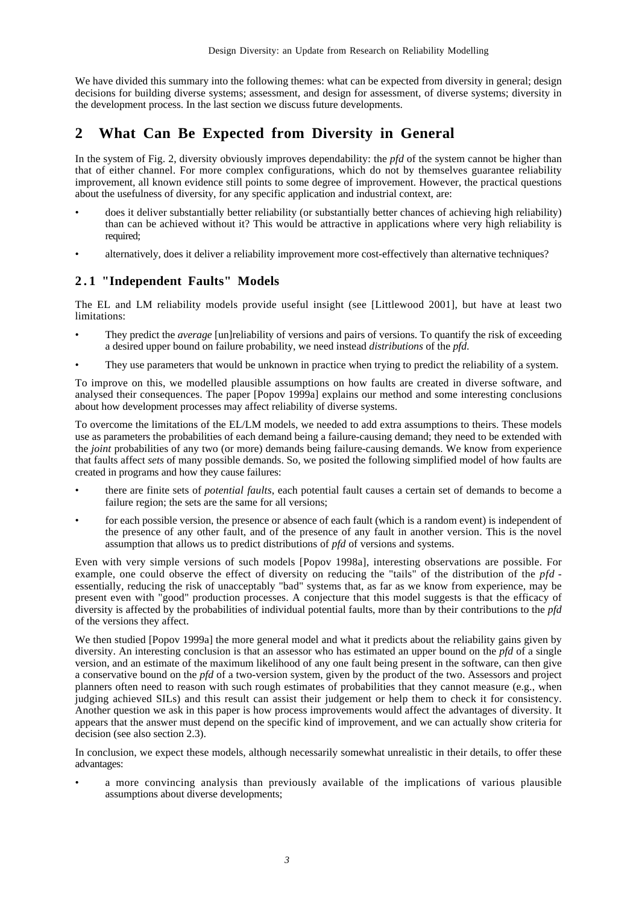We have divided this summary into the following themes: what can be expected from diversity in general; design decisions for building diverse systems; assessment, and design for assessment, of diverse systems; diversity in the development process. In the last section we discuss future developments.

# 2 What Can Be Expected from Diversity in General

In the system of Fig. 2, diversity obviously improves dependability: the *pfd* of the system cannot be higher than that of either channel. For more complex configurations, which do not by themselves guarantee reliability improvement, all known evidence still points to some degree of improvement. However, the practical questions about the usefulness of diversity, for any specific application and industrial context, are:

- does it deliver substantially better reliability (or substantially better chances of achieving high reliability) than can be achieved without it? This would be attractive in applications where very high reliability is required;
- alternatively, does it deliver a reliability improvement more cost-effectively than alternative techniques?

## 2.1 "Independent Faults" Models

The EL and LM reliability models provide useful insight (see [Littlewood 2001], but have at least two limitations:

- They predict the *average* [un]reliability of versions and pairs of versions. To quantify the risk of exceeding a desired upper bound on failure probability, we need instead *distributions* of the *pfd*.
- They use parameters that would be unknown in practice when trying to predict the reliability of a system.

To improve on this, we modelled plausible assumptions on how faults are created in diverse software, and analysed their consequences. The paper [Popov 1999a] explains our method and some interesting conclusions about how development processes may affect reliability of diverse systems.

To overcome the limitations of the EL/LM models, we needed to add extra assumptions to theirs. These models use as parameters the probabilities of each demand being a failure-causing demand; they need to be extended with the *joint* probabilities of any two (or more) demands being failure-causing demands. We know from experience that faults affect *sets* of many possible demands. So, we posited the following simplified model of how faults are created in programs and how they cause failures:

- there are finite sets of *potential faults*, each potential fault causes a certain set of demands to become a failure region; the sets are the same for all versions;
- for each possible version, the presence or absence of each fault (which is a random event) is independent of the presence of any other fault, and of the presence of any fault in another version. This is the novel assumption that allows us to predict distributions of *pfd* of versions and systems.

Even with very simple versions of such models [Popov 1998a], interesting observations are possible. For example, one could observe the effect of diversity on reducing the "tails" of the distribution of the *pfd* - essentially, reducing the risk of unacceptably "bad" systems that, as far as we know from experience, may be present even with "good" production processes. A conjecture that this model suggests is that the efficacy of diversity is affected by the probabilities of individual potential faults, more than by their contributions to the *pfd* of the versions they affect.

We then studied [Popov 1999a] the more general model and what it predicts about the reliability gains given by diversity. An interesting conclusion is that an assessor who has estimated an upper bound on the *pfd* of a single version, and an estimate of the maximum likelihood of any one fault being present in the software, can then give a conservative bound on the *pfd* of a two-version system, given by the product of the two. Assessors and project planners often need to reason with such rough estimates of probabilities that they cannot measure (e.g., when judging achieved SILs) and this result can assist their judgement or help them to check it for consistency. Another question we ask in this paper is how process improvements would affect the advantages of diversity. It appears that the answer must depend on the specific kind of improvement, and we can actually show criteria for decision (see also section 2.3).

In conclusion, we expect these models, although necessarily somewhat unrealistic in their details, to offer these advantages:

- a more convincing analysis than previously available of the implications of various plausible assumptions about diverse developments;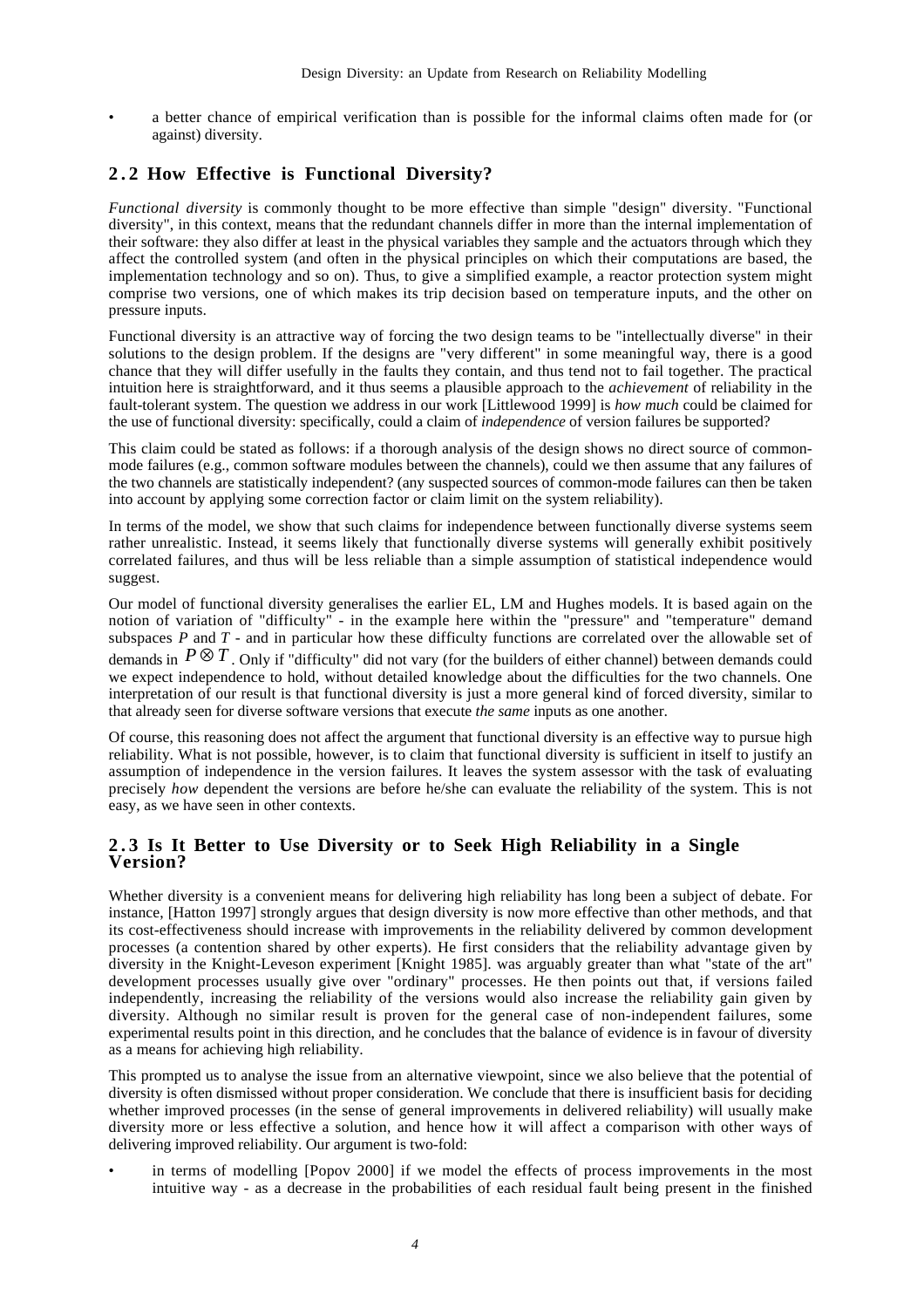- a better chance of empirical verification than is possible for the informal claims often made for (or against) diversity.

## 2.2 How Effective is Functional Diversity?

*Functional diversity* is commonly thought to be more effective than simple "design" diversity. "Functional diversity", in this context, means that the redundant channels differ in more than the internal implementation of their software: they also differ at least in the physical variables they sample and the actuators through which they affect the controlled system (and often in the physical principles on which their computations are based, the implementation technology and so on). Thus, to give a simplified example, a reactor protection system might comprise two versions, one of which makes its trip decision based on temperature inputs, and the other on pressure inputs.

Functional diversity is an attractive way of forcing the two design teams to be "intellectually diverse" in their solutions to the design problem. If the designs are "very different" in some meaningful way, there is a good chance that they will differ usefully in the faults they contain, and thus tend not to fail together. The practical intuition here is straightforward, and it thus seems a plausible approach to the *achievement* of reliability in the fault-tolerant system. The question we address in our work [Littlewood 1999] is *how much* could be claimed for the use of functional diversity: specifically, could a claim of *independence* of version failures be supported?

This claim could be stated as follows: if a thorough analysis of the design shows no direct source of common-mode failures (e.g., common software modules between the channels), could we then assume that any failures of the two channels are statistically independent? (any suspected sources of common-mode failures can then be taken into account by applying some correction factor or claim limit on the system reliability).

In terms of the model, we show that such claims for independence between functionally diverse systems seem rather unrealistic. Instead, it seems likely that functionally diverse systems will generally exhibit positively correlated failures, and thus will be less reliable than a simple assumption of statistical independence would suggest.

Our model of functional diversity generalises the earlier EL, LM and Hughes models. It is based again on the notion of variation of "difficulty" - in the example here within the "pressure" and "temperature" demand subspaces $P$ and $T$ - and in particular how these difficulty functions are correlated over the allowable set of demands in $P \otimes T$. Only if "difficulty" did not vary (for the builders of either channel) between demands could we expect independence to hold, without detailed knowledge about the difficulties for the two channels. One interpretation of our result is that functional diversity is just a more general kind of forced diversity, similar to that already seen for diverse software versions that execute *the same* inputs as one another.

Of course, this reasoning does not affect the argument that functional diversity is an effective way to pursue high reliability. What is not possible, however, is to claim that functional diversity is sufficient in itself to justify an assumption of independence in the version failures. It leaves the system assessor with the task of evaluating precisely *how* dependent the versions are before he/she can evaluate the reliability of the system. This is not easy, as we have seen in other contexts.

## 2.3 Is It Better to Use Diversity or to Seek High Reliability in a Single Version?

Whether diversity is a convenient means for delivering high reliability has long been a subject of debate. For instance, [Hatton 1997] strongly argues that design diversity is now more effective than other methods, and that its cost-effectiveness should increase with improvements in the reliability delivered by common development processes (a contention shared by other experts). He first considers that the reliability advantage given by diversity in the Knight-Leveson experiment [Knight 1985]. was arguably greater than what "state of the art" development processes usually give over "ordinary" processes. He then points out that, if versions failed independently, increasing the reliability of the versions would also increase the reliability gain given by diversity. Although no similar result is proven for the general case of non-independent failures, some experimental results point in this direction, and he concludes that the balance of evidence is in favour of diversity as a means for achieving high reliability.

This prompted us to analyse the issue from an alternative viewpoint, since we also believe that the potential of diversity is often dismissed without proper consideration. We conclude that there is insufficient basis for deciding whether improved processes (in the sense of general improvements in delivered reliability) will usually make diversity more or less effective a solution, and hence how it will affect a comparison with other ways of delivering improved reliability. Our argument is two-fold:

- in terms of modelling [Popov 2000] if we model the effects of process improvements in the most intuitive way - as a decrease in the probabilities of each residual fault being present in the finished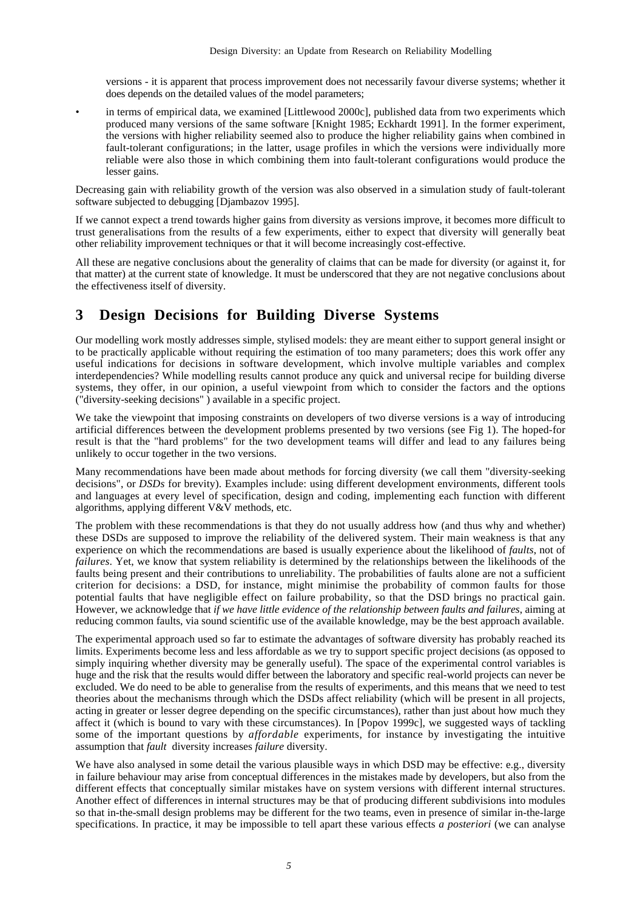versions - it is apparent that process improvement does not necessarily favour diverse systems; whether it does depends on the detailed values of the model parameters;

- in terms of empirical data, we examined [Littlewood 2000c], published data from two experiments which produced many versions of the same software [Knight 1985; Eckhardt 1991]. In the former experiment, the versions with higher reliability seemed also to produce the higher reliability gains when combined in fault-tolerant configurations; in the latter, usage profiles in which the versions were individually more reliable were also those in which combining them into fault-tolerant configurations would produce the lesser gains.

Decreasing gain with reliability growth of the version was also observed in a simulation study of fault-tolerant software subjected to debugging [Djambazov 1995].

If we cannot expect a trend towards higher gains from diversity as versions improve, it becomes more difficult to trust generalisations from the results of a few experiments, either to expect that diversity will generally beat other reliability improvement techniques or that it will become increasingly cost-effective.

All these are negative conclusions about the generality of claims that can be made for diversity (or against it, for that matter) at the current state of knowledge. It must be underscored that they are not negative conclusions about the effectiveness itself of diversity.

# 3 Design Decisions for Building Diverse Systems

Our modelling work mostly addresses simple, stylised models: they are meant either to support general insight or to be practically applicable without requiring the estimation of too many parameters; does this work offer any useful indications for decisions in software development, which involve multiple variables and complex interdependencies? While modelling results cannot produce any quick and universal recipe for building diverse systems, they offer, in our opinion, a useful viewpoint from which to consider the factors and the options ("diversity-seeking decisions" ) available in a specific project.

We take the viewpoint that imposing constraints on developers of two diverse versions is a way of introducing artificial differences between the development problems presented by two versions (see Fig 1). The hoped-for result is that the "hard problems" for the two development teams will differ and lead to any failures being unlikely to occur together in the two versions.

Many recommendations have been made about methods for forcing diversity (we call them "diversity-seeking decisions", or *DSDs* for brevity). Examples include: using different development environments, different tools and languages at every level of specification, design and coding, implementing each function with different algorithms, applying different V&V methods, etc.

The problem with these recommendations is that they do not usually address how (and thus why and whether) these DSDs are supposed to improve the reliability of the delivered system. Their main weakness is that any experience on which the recommendations are based is usually experience about the likelihood of *faults*, not of *failures*. Yet, we know that system reliability is determined by the relationships between the likelihoods of the faults being present and their contributions to unreliability. The probabilities of faults alone are not a sufficient criterion for decisions: a DSD, for instance, might minimise the probability of common faults for those potential faults that have negligible effect on failure probability, so that the DSD brings no practical gain. However, we acknowledge that *if we have little evidence of the relationship between faults and failures*, aiming at reducing common faults, via sound scientific use of the available knowledge, may be the best approach available.

The experimental approach used so far to estimate the advantages of software diversity has probably reached its limits. Experiments become less and less affordable as we try to support specific project decisions (as opposed to simply inquiring whether diversity may be generally useful). The space of the experimental control variables is huge and the risk that the results would differ between the laboratory and specific real-world projects can never be excluded. We do need to be able to generalise from the results of experiments, and this means that we need to test theories about the mechanisms through which the DSDs affect reliability (which will be present in all projects, acting in greater or lesser degree depending on the specific circumstances), rather than just about how much they affect it (which is bound to vary with these circumstances). In [Popov 1999c], we suggested ways of tackling some of the important questions by *affordable* experiments, for instance by investigating the intuitive assumption that *fault* diversity increases *failure* diversity.

We have also analysed in some detail the various plausible ways in which DSD may be effective: e.g., diversity in failure behaviour may arise from conceptual differences in the mistakes made by developers, but also from the different effects that conceptually similar mistakes have on system versions with different internal structures. Another effect of differences in internal structures may be that of producing different subdivisions into modules so that in-the-small design problems may be different for the two teams, even in presence of similar in-the-large specifications. In practice, it may be impossible to tell apart these various effects *a posteriori* (we can analyse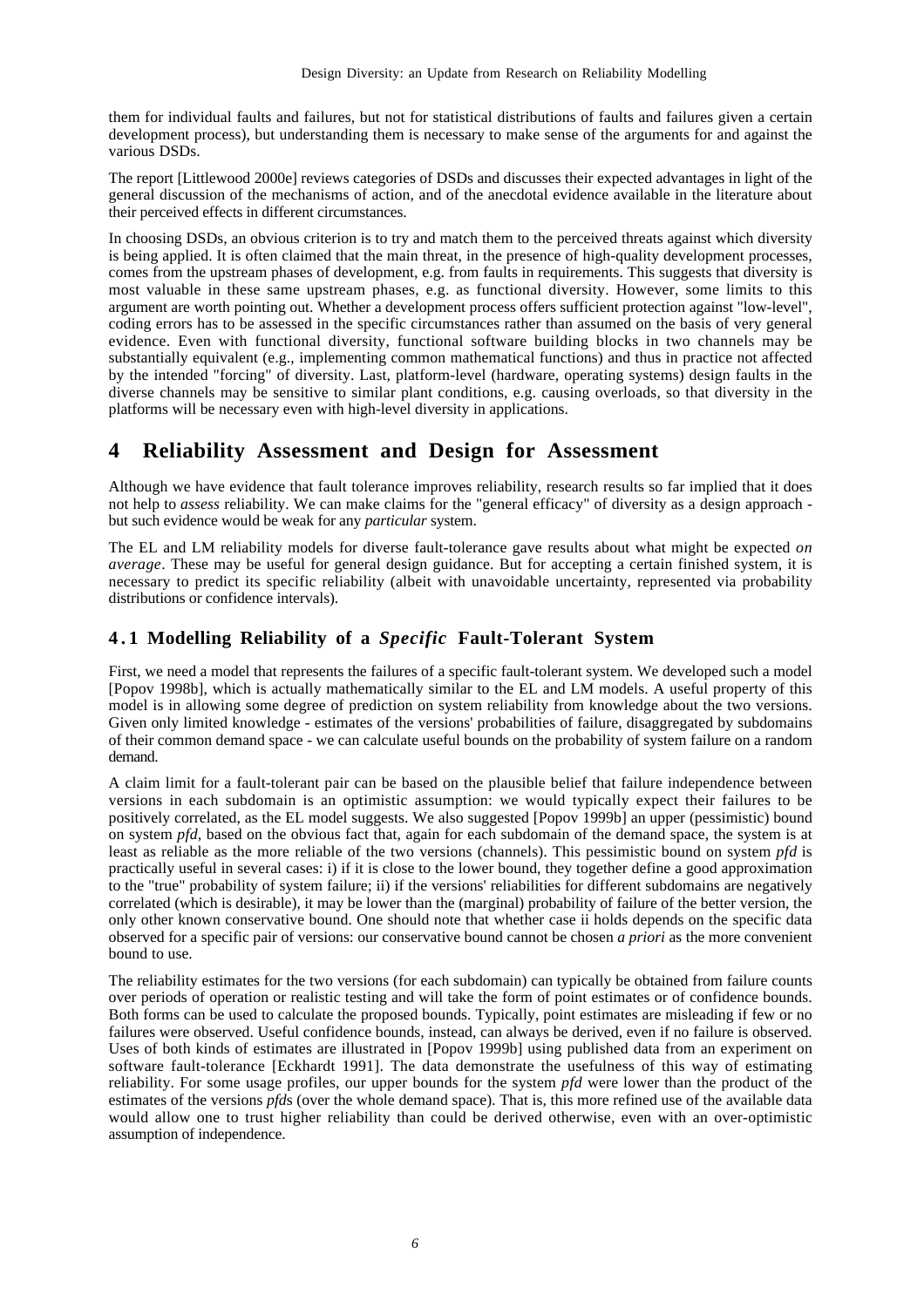them for individual faults and failures, but not for statistical distributions of faults and failures given a certain development process), but understanding them is necessary to make sense of the arguments for and against the various DSDs.

The report [Littlewood 2000e] reviews categories of DSDs and discusses their expected advantages in light of the general discussion of the mechanisms of action, and of the anecdotal evidence available in the literature about their perceived effects in different circumstances.

In choosing DSDs, an obvious criterion is to try and match them to the perceived threats against which diversity is being applied. It is often claimed that the main threat, in the presence of high-quality development processes, comes from the upstream phases of development, e.g. from faults in requirements. This suggests that diversity is most valuable in these same upstream phases, e.g. as functional diversity. However, some limits to this argument are worth pointing out. Whether a development process offers sufficient protection against "low-level", coding errors has to be assessed in the specific circumstances rather than assumed on the basis of very general evidence. Even with functional diversity, functional software building blocks in two channels may be substantially equivalent (e.g., implementing common mathematical functions) and thus in practice not affected by the intended "forcing" of diversity. Last, platform-level (hardware, operating systems) design faults in the diverse channels may be sensitive to similar plant conditions, e.g. causing overloads, so that diversity in the platforms will be necessary even with high-level diversity in applications.

# 4 Reliability Assessment and Design for Assessment

Although we have evidence that fault tolerance improves reliability, research results so far implied that it does not help to *assess* reliability. We can make claims for the "general efficacy" of diversity as a design approach - but such evidence would be weak for any *particular* system.

The EL and LM reliability models for diverse fault-tolerance gave results about what might be expected *on average*. These may be useful for general design guidance. But for accepting a certain finished system, it is necessary to predict its specific reliability (albeit with unavoidable uncertainty, represented via probability distributions or confidence intervals).

## 4.1 Modelling Reliability of a *Specific* Fault-Tolerant System

First, we need a model that represents the failures of a specific fault-tolerant system. We developed such a model [Popov 1998b], which is actually mathematically similar to the EL and LM models. A useful property of this model is in allowing some degree of prediction on system reliability from knowledge about the two versions. Given only limited knowledge - estimates of the versions' probabilities of failure, disaggregated by subdomains of their common demand space - we can calculate useful bounds on the probability of system failure on a random demand.

A claim limit for a fault-tolerant pair can be based on the plausible belief that failure independence between versions in each subdomain is an optimistic assumption: we would typically expect their failures to be positively correlated, as the EL model suggests. We also suggested [Popov 1999b] an upper (pessimistic) bound on system *pfd*, based on the obvious fact that, again for each subdomain of the demand space, the system is at least as reliable as the more reliable of the two versions (channels). This pessimistic bound on system *pfd* is practically useful in several cases: i) if it is close to the lower bound, they together define a good approximation to the "true" probability of system failure; ii) if the versions' reliabilities for different subdomains are negatively correlated (which is desirable), it may be lower than the (marginal) probability of failure of the better version, the only other known conservative bound. One should note that whether case ii holds depends on the specific data observed for a specific pair of versions: our conservative bound cannot be chosen *a priori* as the more convenient bound to use.

The reliability estimates for the two versions (for each subdomain) can typically be obtained from failure counts over periods of operation or realistic testing and will take the form of point estimates or of confidence bounds. Both forms can be used to calculate the proposed bounds. Typically, point estimates are misleading if few or no failures were observed. Useful confidence bounds, instead, can always be derived, even if no failure is observed. Uses of both kinds of estimates are illustrated in [Popov 1999b] using published data from an experiment on software fault-tolerance [Eckhardt 1991]. The data demonstrate the usefulness of this way of estimating reliability. For some usage profiles, our upper bounds for the system *pfd* were lower than the product of the estimates of the versions *pfd*s (over the whole demand space). That is, this more refined use of the available data would allow one to trust higher reliability than could be derived otherwise, even with an over-optimistic assumption of independence.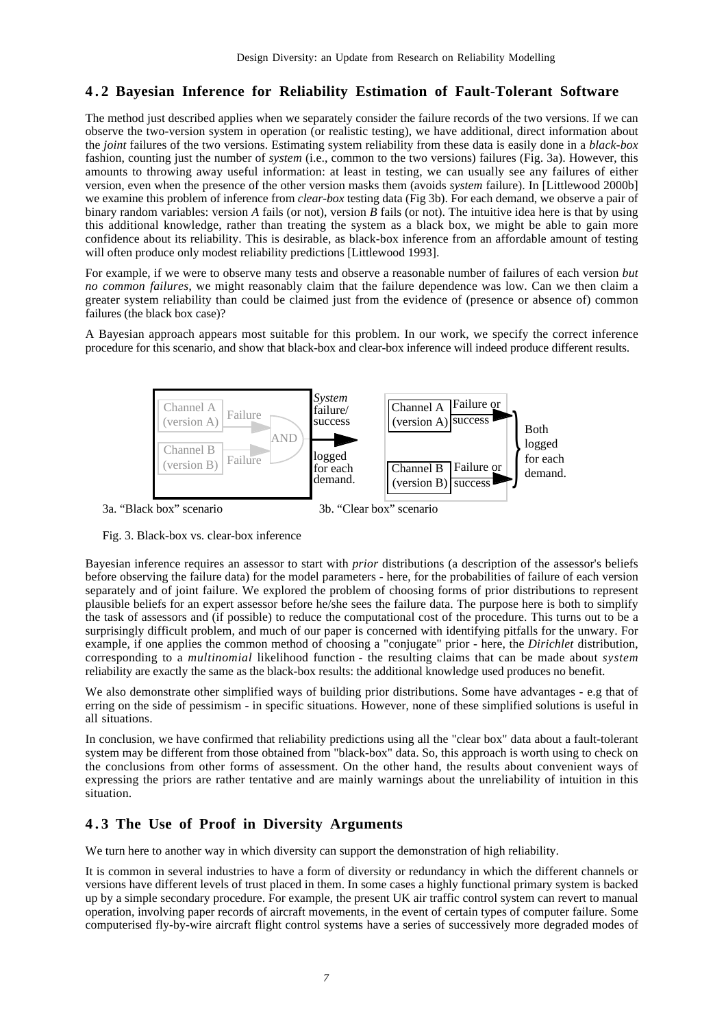## 4.2 Bayesian Inference for Reliability Estimation of Fault-Tolerant Software

The method just described applies when we separately consider the failure records of the two versions. If we can observe the two-version system in operation (or realistic testing), we have additional, direct information about the *joint* failures of the two versions. Estimating system reliability from these data is easily done in a *black-box* fashion, counting just the number of *system* (i.e., common to the two versions) failures (Fig. 3a). However, this amounts to throwing away useful information: at least in testing, we can usually see any failures of either version, even when the presence of the other version masks them (avoids *system* failure). In [Littlewood 2000b] we examine this problem of inference from *clear-box* testing data (Fig 3b). For each demand, we observe a pair of binary random variables: version *A* fails (or not), version *B* fails (or not). The intuitive idea here is that by using this additional knowledge, rather than treating the system as a black box, we might be able to gain more confidence about its reliability. This is desirable, as black-box inference from an affordable amount of testing will often produce only modest reliability predictions [Littlewood 1993].

For example, if we were to observe many tests and observe a reasonable number of failures of each version *but no common failures*, we might reasonably claim that the failure dependence was low. Can we then claim a greater system reliability than could be claimed just from the evidence of (presence or absence of) common failures (the black box case)?

A Bayesian approach appears most suitable for this problem. In our work, we specify the correct inference procedure for this scenario, and show that black-box and clear-box inference will indeed produce different results.

3a. "Black box" scenario 3b. "Clear box" scenario

Fig. 3. Black-box vs. clear-box inference

Bayesian inference requires an assessor to start with *prior* distributions (a description of the assessor's beliefs before observing the failure data) for the model parameters - here, for the probabilities of failure of each version separately and of joint failure. We explored the problem of choosing forms of prior distributions to represent plausible beliefs for an expert assessor before he/she sees the failure data. The purpose here is both to simplify the task of assessors and (if possible) to reduce the computational cost of the procedure. This turns out to be a surprisingly difficult problem, and much of our paper is concerned with identifying pitfalls for the unwary. For example, if one applies the common method of choosing a "conjugate" prior - here, the *Dirichlet* distribution, corresponding to a *multinomial* likelihood function - the resulting claims that can be made about *system* reliability are exactly the same as the black-box results: the additional knowledge used produces no benefit.

We also demonstrate other simplified ways of building prior distributions. Some have advantages - e.g that of erring on the side of pessimism - in specific situations. However, none of these simplified solutions is useful in all situations.

In conclusion, we have confirmed that reliability predictions using all the "clear box" data about a fault-tolerant system may be different from those obtained from "black-box" data. So, this approach is worth using to check on the conclusions from other forms of assessment. On the other hand, the results about convenient ways of expressing the priors are rather tentative and are mainly warnings about the unreliability of intuition in this situation.

## 4.3 The Use of Proof in Diversity Arguments

We turn here to another way in which diversity can support the demonstration of high reliability.

It is common in several industries to have a form of diversity or redundancy in which the different channels or versions have different levels of trust placed in them. In some cases a highly functional primary system is backed up by a simple secondary procedure. For example, the present UK air traffic control system can revert to manual operation, involving paper records of aircraft movements, in the event of certain types of computer failure. Some computerised fly-by-wire aircraft flight control systems have a series of successively more degraded modes of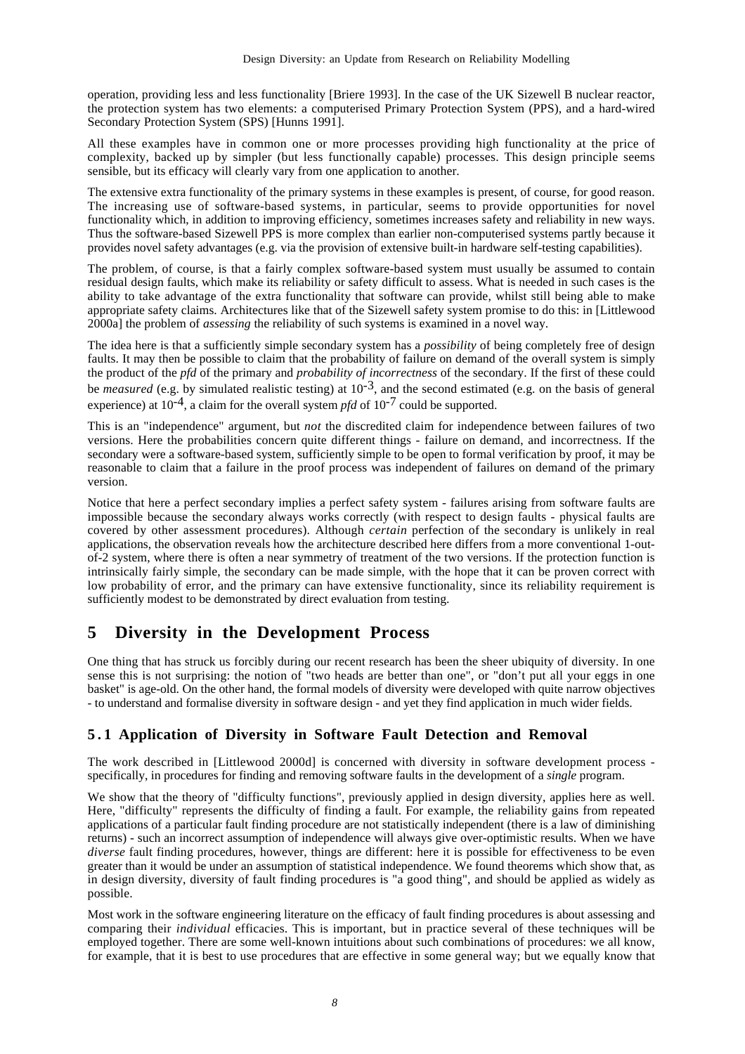operation, providing less and less functionality [Briere 1993]. In the case of the UK Sizewell B nuclear reactor, the protection system has two elements: a computerised Primary Protection System (PPS), and a hard-wired Secondary Protection System (SPS) [Hunns 1991].

All these examples have in common one or more processes providing high functionality at the price of complexity, backed up by simpler (but less functionally capable) processes. This design principle seems sensible, but its efficacy will clearly vary from one application to another.

The extensive extra functionality of the primary systems in these examples is present, of course, for good reason. The increasing use of software-based systems, in particular, seems to provide opportunities for novel functionality which, in addition to improving efficiency, sometimes increases safety and reliability in new ways. Thus the software-based Sizewell PPS is more complex than earlier non-computerised systems partly because it provides novel safety advantages (e.g. via the provision of extensive built-in hardware self-testing capabilities).

The problem, of course, is that a fairly complex software-based system must usually be assumed to contain residual design faults, which make its reliability or safety difficult to assess. What is needed in such cases is the ability to take advantage of the extra functionality that software can provide, whilst still being able to make appropriate safety claims. Architectures like that of the Sizewell safety system promise to do this: in [Littlewood 2000a] the problem of *assessing* the reliability of such systems is examined in a novel way.

The idea here is that a sufficiently simple secondary system has a *possibility* of being completely free of design faults. It may then be possible to claim that the probability of failure on demand of the overall system is simply the product of the *pfd* of the primary and *probability of incorrectness* of the secondary. If the first of these could be *measured* (e.g. by simulated realistic testing) at $10^{-3}$, and the second estimated (e.g. on the basis of general experience) at $10^{-4}$, a claim for the overall system *pfd* of $10^{-7}$ could be supported.

This is an "independence" argument, but *not* the discredited claim for independence between failures of two versions. Here the probabilities concern quite different things - failure on demand, and incorrectness. If the secondary were a software-based system, sufficiently simple to be open to formal verification by proof, it may be reasonable to claim that a failure in the proof process was independent of failures on demand of the primary version.

Notice that here a perfect secondary implies a perfect safety system - failures arising from software faults are impossible because the secondary always works correctly (with respect to design faults - physical faults are covered by other assessment procedures). Although *certain* perfection of the secondary is unlikely in real applications, the observation reveals how the architecture described here differs from a more conventional 1-out-of-2 system, where there is often a near symmetry of treatment of the two versions. If the protection function is intrinsically fairly simple, the secondary can be made simple, with the hope that it can be proven correct with low probability of error, and the primary can have extensive functionality, since its reliability requirement is sufficiently modest to be demonstrated by direct evaluation from testing.

# 5 Diversity in the Development Process

One thing that has struck us forcibly during our recent research has been the sheer ubiquity of diversity. In one sense this is not surprising: the notion of "two heads are better than one", or "don't put all your eggs in one basket" is age-old. On the other hand, the formal models of diversity were developed with quite narrow objectives - to understand and formalise diversity in software design - and yet they find application in much wider fields.

## 5.1 Application of Diversity in Software Fault Detection and Removal

The work described in [Littlewood 2000d] is concerned with diversity in software development process - specifically, in procedures for finding and removing software faults in the development of a *single* program.

We show that the theory of "difficulty functions", previously applied in design diversity, applies here as well. Here, "difficulty" represents the difficulty of finding a fault. For example, the reliability gains from repeated applications of a particular fault finding procedure are not statistically independent (there is a law of diminishing returns) - such an incorrect assumption of independence will always give over-optimistic results. When we have *diverse* fault finding procedures, however, things are different: here it is possible for effectiveness to be even greater than it would be under an assumption of statistical independence. We found theorems which show that, as in design diversity, diversity of fault finding procedures is "a good thing", and should be applied as widely as possible.

Most work in the software engineering literature on the efficacy of fault finding procedures is about assessing and comparing their *individual* efficacies. This is important, but in practice several of these techniques will be employed together. There are some well-known intuitions about such combinations of procedures: we all know, for example, that it is best to use procedures that are effective in some general way; but we equally know that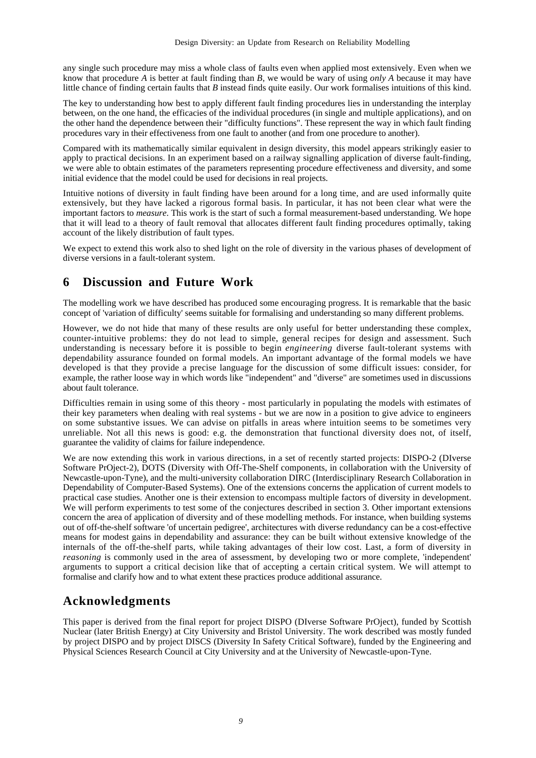any single such procedure may miss a whole class of faults even when applied most extensively. Even when we know that procedure *A* is better at fault finding than *B*, we would be wary of using *only A* because it may have little chance of finding certain faults that *B* instead finds quite easily. Our work formalises intuitions of this kind.

The key to understanding how best to apply different fault finding procedures lies in understanding the interplay between, on the one hand, the efficacies of the individual procedures (in single and multiple applications), and on the other hand the dependence between their "difficulty functions". These represent the way in which fault finding procedures vary in their effectiveness from one fault to another (and from one procedure to another).

Compared with its mathematically similar equivalent in design diversity, this model appears strikingly easier to apply to practical decisions. In an experiment based on a railway signalling application of diverse fault-finding, we were able to obtain estimates of the parameters representing procedure effectiveness and diversity, and some initial evidence that the model could be used for decisions in real projects.

Intuitive notions of diversity in fault finding have been around for a long time, and are used informally quite extensively, but they have lacked a rigorous formal basis. In particular, it has not been clear what were the important factors to *measure*. This work is the start of such a formal measurement-based understanding. We hope that it will lead to a theory of fault removal that allocates different fault finding procedures optimally, taking account of the likely distribution of fault types.

We expect to extend this work also to shed light on the role of diversity in the various phases of development of diverse versions in a fault-tolerant system.

## 6 Discussion and Future Work

The modelling work we have described has produced some encouraging progress. It is remarkable that the basic concept of 'variation of difficulty' seems suitable for formalising and understanding so many different problems.

However, we do not hide that many of these results are only useful for better understanding these complex, counter-intuitive problems: they do not lead to simple, general recipes for design and assessment. Such understanding is necessary before it is possible to begin *engineering* diverse fault-tolerant systems with dependability assurance founded on formal models. An important advantage of the formal models we have developed is that they provide a precise language for the discussion of some difficult issues: consider, for example, the rather loose way in which words like "independent" and "diverse" are sometimes used in discussions about fault tolerance.

Difficulties remain in using some of this theory - most particularly in populating the models with estimates of their key parameters when dealing with real systems - but we are now in a position to give advice to engineers on some substantive issues. We can advise on pitfalls in areas where intuition seems to be sometimes very unreliable. Not all this news is good: e.g. the demonstration that functional diversity does not, of itself, guarantee the validity of claims for failure independence.

We are now extending this work in various directions, in a set of recently started projects: DISPO-2 (DIverse Software PrOject-2), DOTS (Diversity with Off-The-Shelf components, in collaboration with the University of Newcastle-upon-Tyne), and the multi-university collaboration DIRC (Interdisciplinary Research Collaboration in Dependability of Computer-Based Systems). One of the extensions concerns the application of current models to practical case studies. Another one is their extension to encompass multiple factors of diversity in development. We will perform experiments to test some of the conjectures described in section 3. Other important extensions concern the area of application of diversity and of these modelling methods. For instance, when building systems out of off-the-shelf software 'of uncertain pedigree', architectures with diverse redundancy can be a cost-effective means for modest gains in dependability and assurance: they can be built without extensive knowledge of the internals of the off-the-shelf parts, while taking advantages of their low cost. Last, a form of diversity in *reasoning* is commonly used in the area of assessment, by developing two or more complete, 'independent' arguments to support a critical decision like that of accepting a certain critical system. We will attempt to formalise and clarify how and to what extent these practices produce additional assurance.

## Acknowledgments

This paper is derived from the final report for project DISPO (DIverse Software PrOject), funded by Scottish Nuclear (later British Energy) at City University and Bristol University. The work described was mostly funded by project DISPO and by project DISCS (Diversity In Safety Critical Software), funded by the Engineering and Physical Sciences Research Council at City University and at the University of Newcastle-upon-Tyne.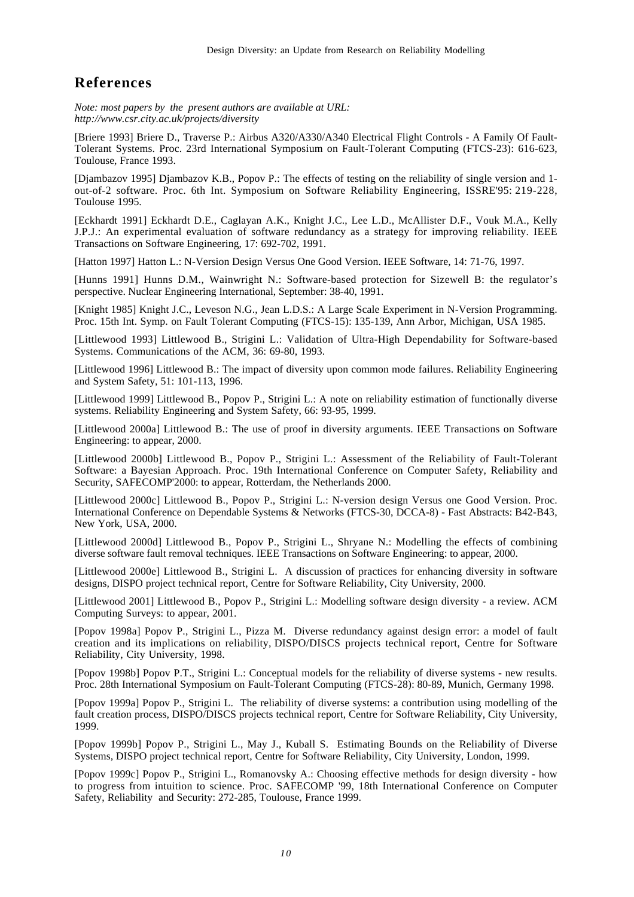## References

*Note: most papers by the present authors are available at URL: http://www.csr.city.ac.uk/projects/diversity*

[Briere 1993] Briere D., Traverse P.: Airbus A320/A330/A340 Electrical Flight Controls - A Family Of Fault-Tolerant Systems. Proc. 23rd International Symposium on Fault-Tolerant Computing (FTCS-23): 616-623, Toulouse, France 1993.

[Djambazov 1995] Djambazov K.B., Popov P.: The effects of testing on the reliability of single version and 1-out-of-2 software. Proc. 6th Int. Symposium on Software Reliability Engineering, ISSRE'95: 219-228, Toulouse 1995.

[Eckhardt 1991] Eckhardt D.E., Caglayan A.K., Knight J.C., Lee L.D., McAllister D.F., Vouk M.A., Kelly J.P.J.: An experimental evaluation of software redundancy as a strategy for improving reliability. IEEE Transactions on Software Engineering, 17: 692-702, 1991.

[Hatton 1997] Hatton L.: N-Version Design Versus One Good Version. IEEE Software, 14: 71-76, 1997.

[Hunns 1991] Hunns D.M., Wainwright N.: Software-based protection for Sizewell B: the regulator's perspective. Nuclear Engineering International, September: 38-40, 1991.

[Knight 1985] Knight J.C., Leveson N.G., Jean L.D.S.: A Large Scale Experiment in N-Version Programming. Proc. 15th Int. Symp. on Fault Tolerant Computing (FTCS-15): 135-139, Ann Arbor, Michigan, USA 1985.

[Littlewood 1993] Littlewood B., Strigini L.: Validation of Ultra-High Dependability for Software-based Systems. Communications of the ACM, 36: 69-80, 1993.

[Littlewood 1996] Littlewood B.: The impact of diversity upon common mode failures. Reliability Engineering and System Safety, 51: 101-113, 1996.

[Littlewood 1999] Littlewood B., Popov P., Strigini L.: A note on reliability estimation of functionally diverse systems. Reliability Engineering and System Safety, 66: 93-95, 1999.

[Littlewood 2000a] Littlewood B.: The use of proof in diversity arguments. IEEE Transactions on Software Engineering: to appear, 2000.

[Littlewood 2000b] Littlewood B., Popov P., Strigini L.: Assessment of the Reliability of Fault-Tolerant Software: a Bayesian Approach. Proc. 19th International Conference on Computer Safety, Reliability and Security, SAFECOMP'2000: to appear, Rotterdam, the Netherlands 2000.

[Littlewood 2000c] Littlewood B., Popov P., Strigini L.: N-version design Versus one Good Version. Proc. International Conference on Dependable Systems & Networks (FTCS-30, DCCA-8) - Fast Abstracts: B42-B43, New York, USA, 2000.

[Littlewood 2000d] Littlewood B., Popov P., Strigini L., Shryane N.: Modelling the effects of combining diverse software fault removal techniques. IEEE Transactions on Software Engineering: to appear, 2000.

[Littlewood 2000e] Littlewood B., Strigini L. A discussion of practices for enhancing diversity in software designs, DISPO project technical report, Centre for Software Reliability, City University, 2000.

[Littlewood 2001] Littlewood B., Popov P., Strigini L.: Modelling software design diversity - a review. ACM Computing Surveys: to appear, 2001.

[Popov 1998a] Popov P., Strigini L., Pizza M. Diverse redundancy against design error: a model of fault creation and its implications on reliability, DISPO/DISCS projects technical report, Centre for Software Reliability, City University, 1998.

[Popov 1998b] Popov P.T., Strigini L.: Conceptual models for the reliability of diverse systems - new results. Proc. 28th International Symposium on Fault-Tolerant Computing (FTCS-28): 80-89, Munich, Germany 1998.

[Popov 1999a] Popov P., Strigini L. The reliability of diverse systems: a contribution using modelling of the fault creation process, DISPO/DISCS projects technical report, Centre for Software Reliability, City University, 1999.

[Popov 1999b] Popov P., Strigini L., May J., Kuball S. Estimating Bounds on the Reliability of Diverse Systems, DISPO project technical report, Centre for Software Reliability, City University, London, 1999.

[Popov 1999c] Popov P., Strigini L., Romanovsky A.: Choosing effective methods for design diversity - how to progress from intuition to science. Proc. SAFECOMP '99, 18th International Conference on Computer Safety, Reliability and Security: 272-285, Toulouse, France 1999.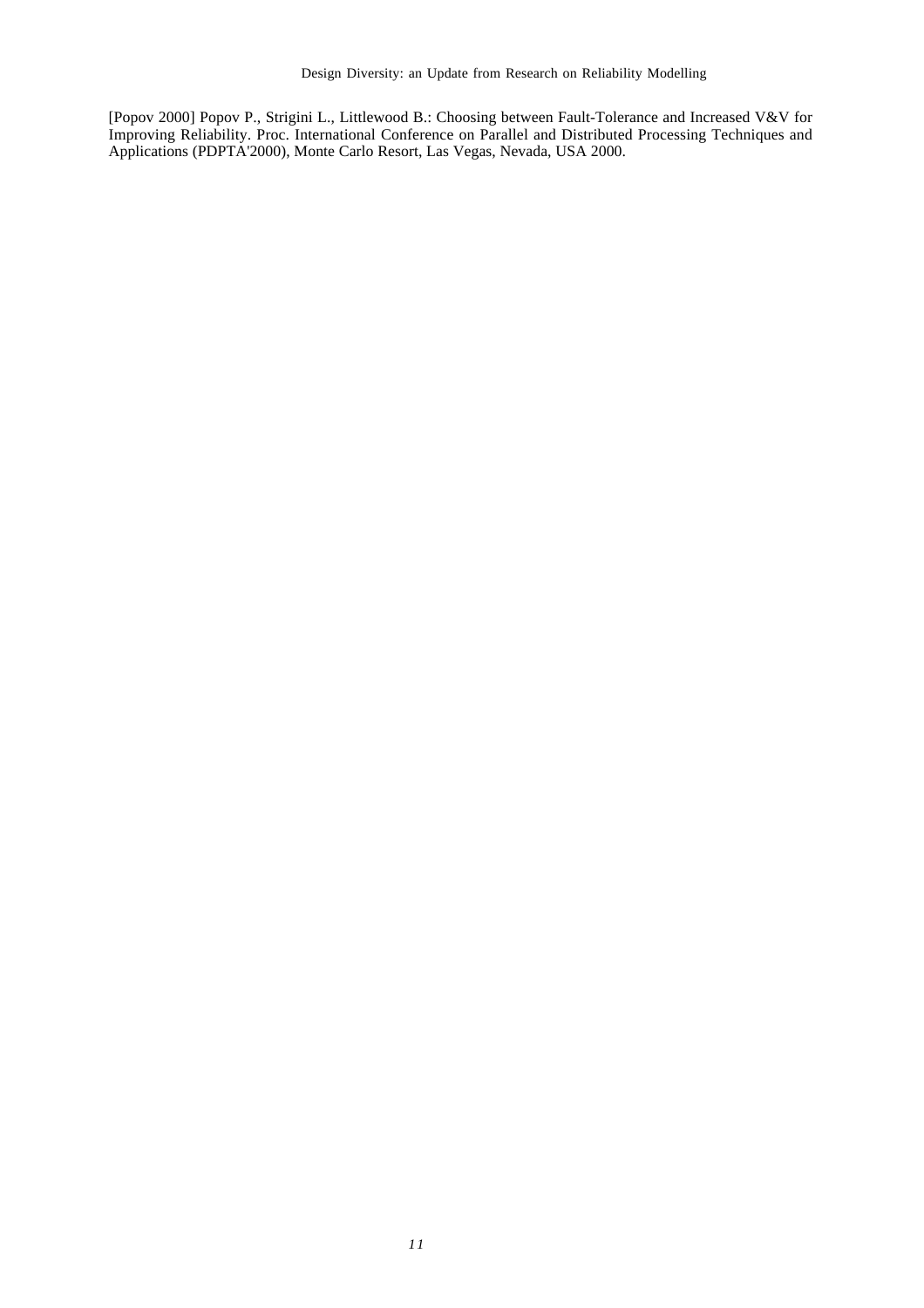[Popov 2000] Popov P., Strigini L., Littlewood B.: Choosing between Fault-Tolerance and Increased V&V for Improving Reliability. Proc. International Conference on Parallel and Distributed Processing Techniques and Applications (PDPTA'2000), Monte Carlo Resort, Las Vegas, Nevada, USA 2000.